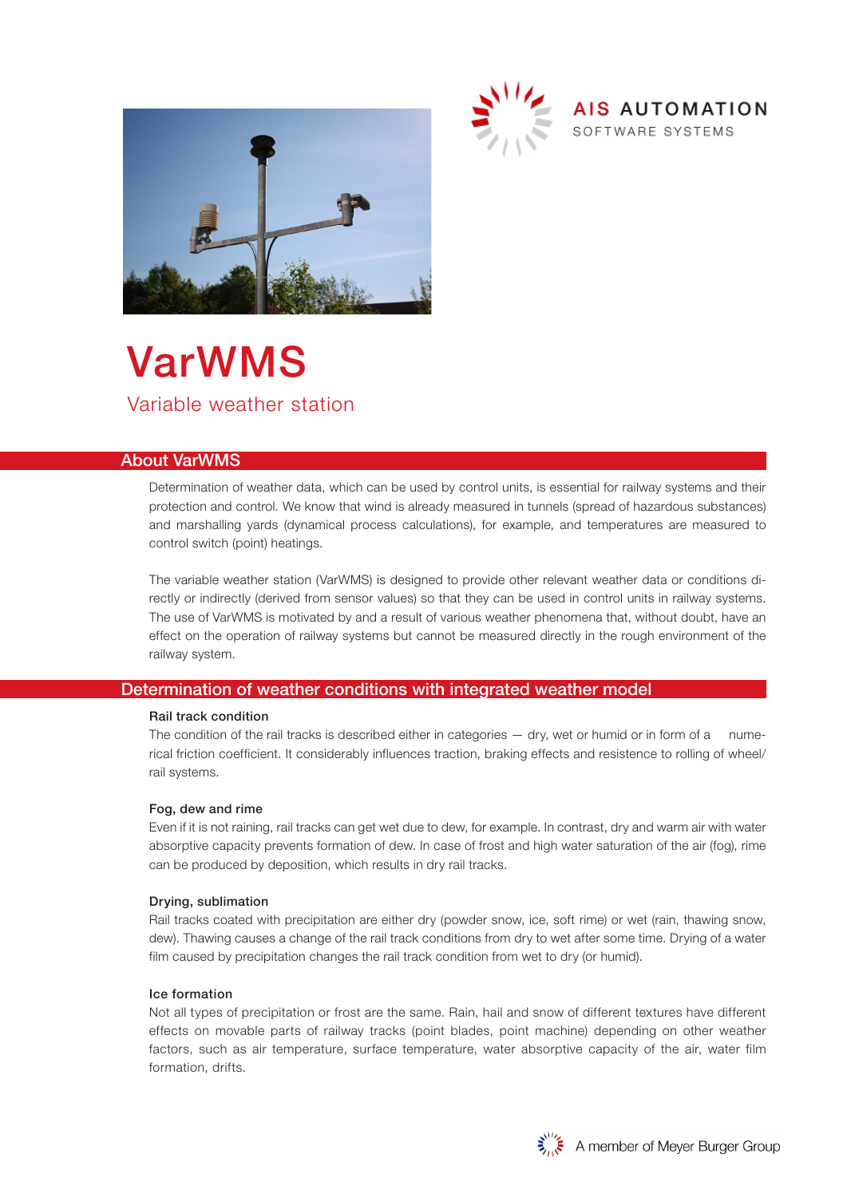AIS AUTOMATION
SOFTWARE SYSTEMS

# VarWMS

Variable weather station

## About VarWMS

Determination of weather data, which can be used by control units, is essential for railway systems and their protection and control. We know that wind is already measured in tunnels (spread of hazardous substances) and marshalling yards (dynamical process calculations), for example, and temperatures are measured to control switch (point) heatings.

The variable weather station (VarWMS) is designed to provide other relevant weather data or conditions directly or indirectly (derived from sensor values) so that they can be used in control units in railway systems. The use of VarWMS is motivated by and a result of various weather phenomena that, without doubt, have an effect on the operation of railway systems but cannot be measured directly in the rough environment of the railway system.

## Determination of weather conditions with integrated weather model

### Rail track condition

The condition of the rail tracks is described either in categories — dry, wet or humid or in form of a numerical friction coefficient. It considerably influences traction, braking effects and resistence to rolling of wheel/rail systems.

### Fog, dew and rime

Even if it is not raining, rail tracks can get wet due to dew, for example. In contrast, dry and warm air with water absorptive capacity prevents formation of dew. In case of frost and high water saturation of the air (fog), rime can be produced by deposition, which results in dry rail tracks.

### Drying, sublimation

Rail tracks coated with precipitation are either dry (powder snow, ice, soft rime) or wet (rain, thawing snow, dew). Thawing causes a change of the rail track conditions from dry to wet after some time. Drying of a water film caused by precipitation changes the rail track condition from wet to dry (or humid).

### Ice formation

Not all types of precipitation or frost are the same. Rain, hail and snow of different textures have different effects on movable parts of railway tracks (point blades, point machine) depending on other weather factors, such as air temperature, surface temperature, water absorptive capacity of the air, water film formation, drifts.

A member of Meyer Burger Group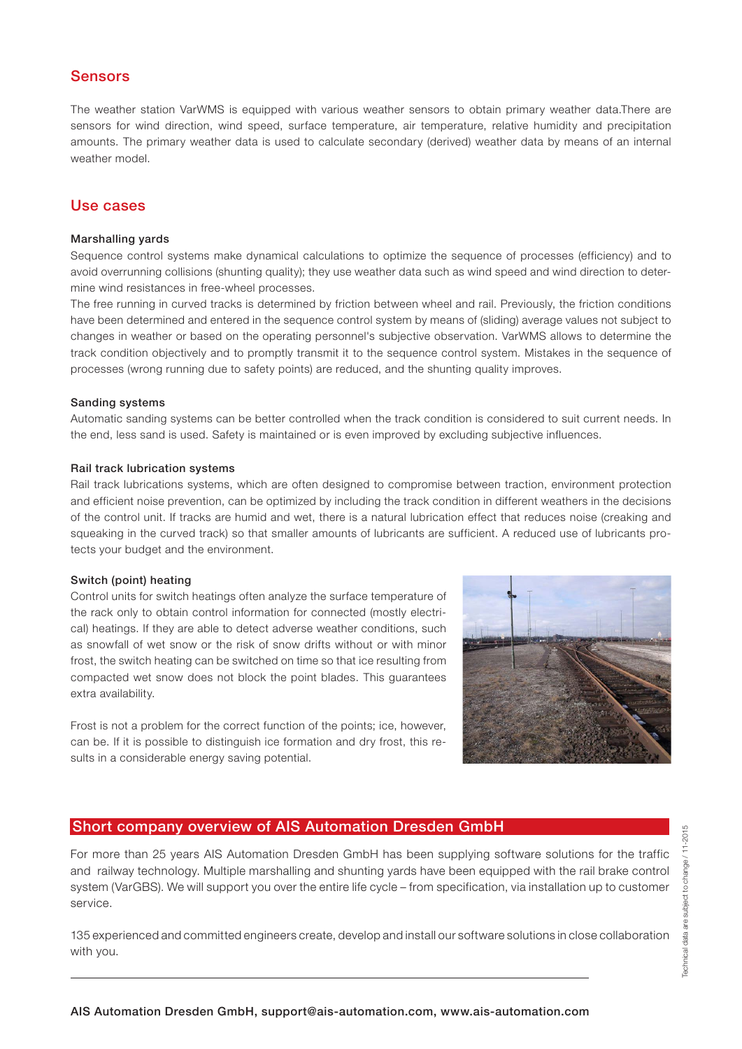## Sensors

The weather station VarWMS is equipped with various weather sensors to obtain primary weather data.There are sensors for wind direction, wind speed, surface temperature, air temperature, relative humidity and precipitation amounts. The primary weather data is used to calculate secondary (derived) weather data by means of an internal weather model.

## Use cases

#### Marshalling yards

Sequence control systems make dynamical calculations to optimize the sequence of processes (efficiency) and to avoid overrunning collisions (shunting quality); they use weather data such as wind speed and wind direction to determine wind resistances in free-wheel processes.

The free running in curved tracks is determined by friction between wheel and rail. Previously, the friction conditions have been determined and entered in the sequence control system by means of (sliding) average values not subject to changes in weather or based on the operating personnel's subjective observation. VarWMS allows to determine the track condition objectively and to promptly transmit it to the sequence control system. Mistakes in the sequence of processes (wrong running due to safety points) are reduced, and the shunting quality improves.

#### Sanding systems

Automatic sanding systems can be better controlled when the track condition is considered to suit current needs. In the end, less sand is used. Safety is maintained or is even improved by excluding subjective influences.

#### Rail track lubrication systems

Rail track lubrications systems, which are often designed to compromise between traction, environment protection and efficient noise prevention, can be optimized by including the track condition in different weathers in the decisions of the control unit. If tracks are humid and wet, there is a natural lubrication effect that reduces noise (creaking and squeaking in the curved track) so that smaller amounts of lubricants are sufficient. A reduced use of lubricants protects your budget and the environment.

#### Switch (point) heating

Control units for switch heatings often analyze the surface temperature of the rack only to obtain control information for connected (mostly electrical) heatings. If they are able to detect adverse weather conditions, such as snowfall of wet snow or the risk of snow drifts without or with minor frost, the switch heating can be switched on time so that ice resulting from compacted wet snow does not block the point blades. This guarantees extra availability.

Frost is not a problem for the correct function of the points; ice, however, can be. If it is possible to distinguish ice formation and dry frost, this results in a considerable energy saving potential.

## Short company overview of AIS Automation Dresden GmbH

For more than 25 years AIS Automation Dresden GmbH has been supplying software solutions for the traffic and railway technology. Multiple marshalling and shunting yards have been equipped with the rail brake control system (VarGBS). We will support you over the entire life cycle – from specification, via installation up to customer service.

135 experienced and committed engineers create, develop and install our software solutions in close collaboration with you.

**AIS Automation Dresden GmbH, support@ais-automation.com, www.ais-automation.com**

Technical data are subject to change / 11-2015